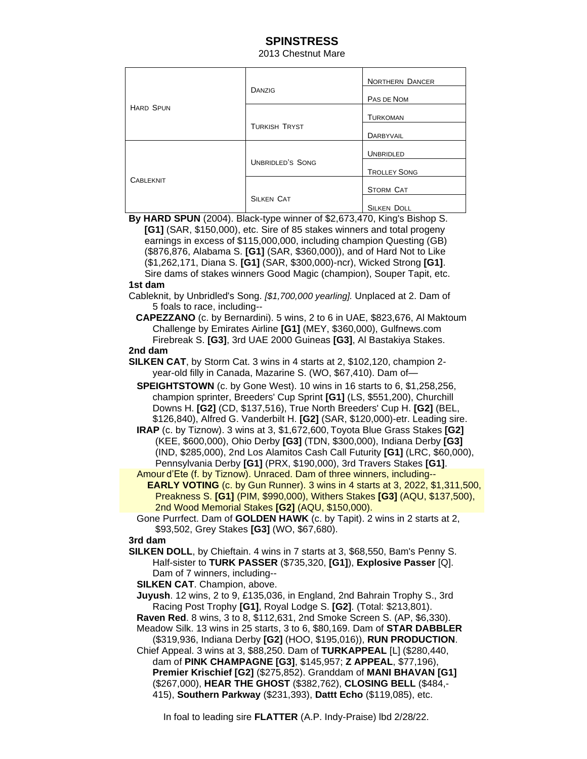# SPINSTRESS

2013 Chestnut Mare

| | | |
|---|---|---|
| HARD SPUN | DANZIG | NORTHERN DANCER |
| | | PAS DE NOM |
| | TURKISH TRYST | TURKOMAN |
| | | DARBYVAIL |
| CABLEKNIT | UNBRIDLED'S SONG | UNBRIDLED |
| | | TROLLEY SONG |
| | SILKEN CAT | STORM CAT |
| | | SILKEN DOLL |

**By HARD SPUN** (2004). Black-type winner of $2,673,470, King's Bishop S. **[G1]** (SAR, $150,000), etc. Sire of 85 stakes winners and total progeny earnings in excess of $115,000,000, including champion Questing (GB) ($876,876, Alabama S. **[G1]** (SAR, $360,000)), and of Hard Not to Like ($1,262,171, Diana S. **[G1]** (SAR, $300,000)-ncr), Wicked Strong **[G1]**. Sire dams of stakes winners Good Magic (champion), Souper Tapit, etc.

**1st dam**

Cableknit, by Unbridled's Song. *[$1,700,000 yearling].* Unplaced at 2. Dam of 5 foals to race, including--

**CAPEZZANO** (c. by Bernardini). 5 wins, 2 to 6 in UAE, $823,676, Al Maktoum Challenge by Emirates Airline **[G1]** (MEY, $360,000), Gulfnews.com Firebreak S. **[G3]**, 3rd UAE 2000 Guineas **[G3]**, Al Bastakiya Stakes.

**2nd dam**

**SILKEN CAT**, by Storm Cat. 3 wins in 4 starts at 2, $102,120, champion 2-year-old filly in Canada, Mazarine S. (WO, $67,410). Dam of—

**SPEIGHTSTOWN** (c. by Gone West). 10 wins in 16 starts to 6, $1,258,256, champion sprinter, Breeders' Cup Sprint **[G1]** (LS, $551,200), Churchill Downs H. **[G2]** (CD, $137,516), True North Breeders' Cup H. **[G2]** (BEL, $126,840), Alfred G. Vanderbilt H. **[G2]** (SAR, $120,000)-etr. Leading sire.

**IRAP** (c. by Tiznow). 3 wins at 3, $1,672,600, Toyota Blue Grass Stakes **[G2]** (KEE, $600,000), Ohio Derby **[G3]** (TDN, $300,000), Indiana Derby **[G3]** (IND, $285,000), 2nd Los Alamitos Cash Call Futurity **[G1]** (LRC, $60,000), Pennsylvania Derby **[G1]** (PRX, $190,000), 3rd Travers Stakes **[G1]**.

Amour d'Ete (f. by Tiznow). Unraced. Dam of three winners, including--

**EARLY VOTING** (c. by Gun Runner). 3 wins in 4 starts at 3, 2022, $1,311,500, Preakness S. **[G1]** (PIM, $990,000), Withers Stakes **[G3]** (AQU, $137,500), 2nd Wood Memorial Stakes **[G2]** (AQU, $150,000).

Gone Purrfect. Dam of **GOLDEN HAWK** (c. by Tapit). 2 wins in 2 starts at 2, $93,502, Grey Stakes **[G3]** (WO, $67,680).

**3rd dam**

**SILKEN DOLL**, by Chieftain. 4 wins in 7 starts at 3, $68,550, Bam's Penny S. Half-sister to **TURK PASSER** ($735,320, **[G1]**), **Explosive Passer** [Q]. Dam of 7 winners, including--

**SILKEN CAT**. Champion, above.

**Juyush**. 12 wins, 2 to 9, £135,036, in England, 2nd Bahrain Trophy S., 3rd Racing Post Trophy **[G1]**, Royal Lodge S. **[G2]**. (Total: $213,801).

**Raven Red**. 8 wins, 3 to 8, $112,631, 2nd Smoke Screen S. (AP, $6,330).

Meadow Silk. 13 wins in 25 starts, 3 to 6, $80,169. Dam of **STAR DABBLER** ($319,936, Indiana Derby **[G2]** (HOO, $195,016)), **RUN PRODUCTION**.

Chief Appeal. 3 wins at 3, $88,250. Dam of **TURKAPPEAL** [L] ($280,440, dam of **PINK CHAMPAGNE [G3]**, $145,957; **Z APPEAL**, $77,196), **Premier Krischief [G2]** ($275,852). Granddam of **MANI BHAVAN [G1]** ($267,000), **HEAR THE GHOST** ($382,762), **CLOSING BELL** ($484,-415), **Southern Parkway** ($231,393), **Dattt Echo** ($119,085), etc.

In foal to leading sire **FLATTER** (A.P. Indy-Praise) lbd 2/28/22.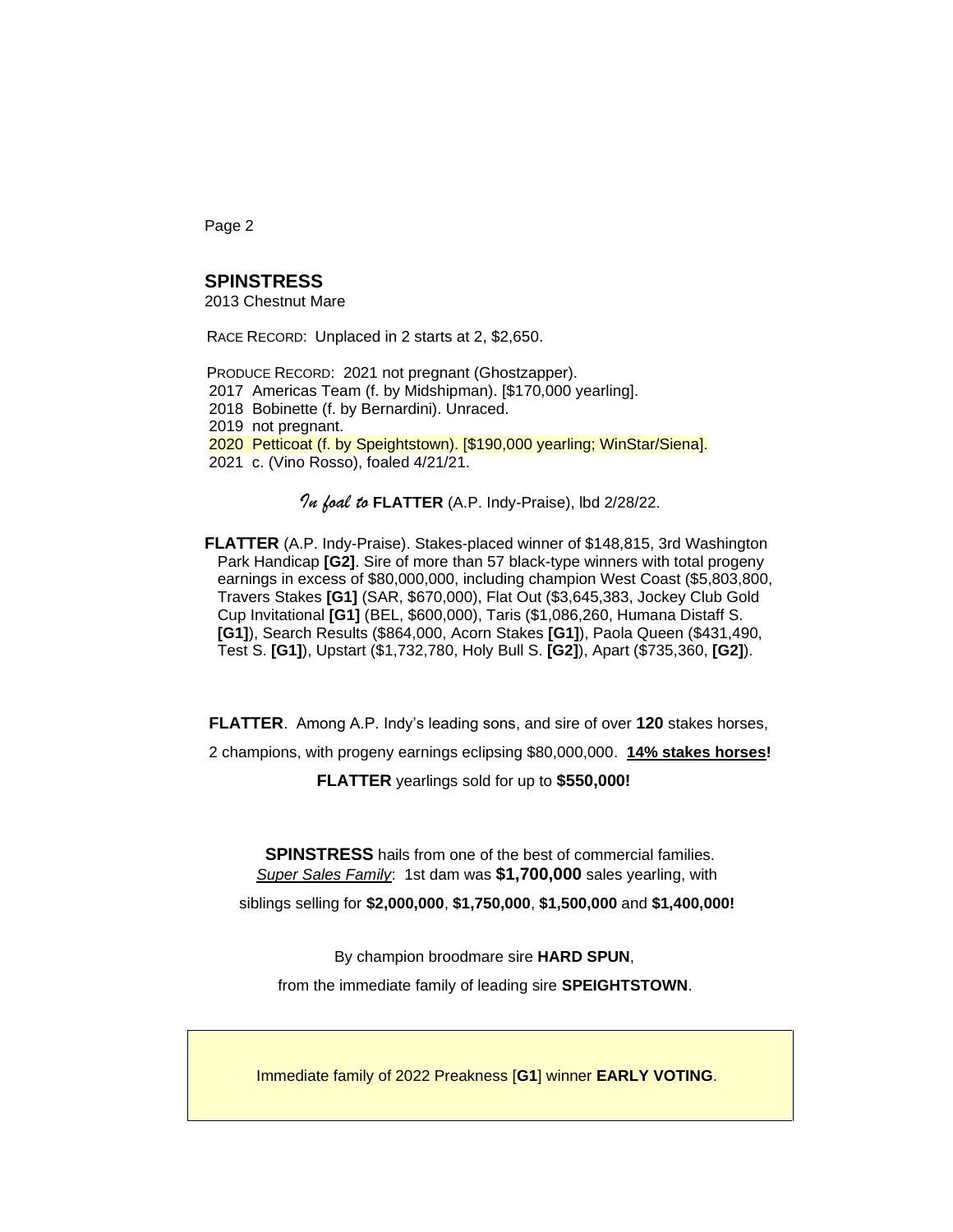## SPINSTRESS

2013 Chestnut Mare

RACE RECORD: Unplaced in 2 starts at 2, $2,650.

PRODUCE RECORD: 2021 not pregnant (Ghostzapper).
2017 Americas Team (f. by Midshipman). [$170,000 yearling].
2018 Bobinette (f. by Bernardini). Unraced.
2019 not pregnant.
2020 Petticoat (f. by Speightstown). [$190,000 yearling; WinStar/Siena].
2021 c. (Vino Rosso), foaled 4/21/21.

*In foal to* **FLATTER** (A.P. Indy-Praise), lbd 2/28/22.

**FLATTER** (A.P. Indy-Praise). Stakes-placed winner of $148,815, 3rd Washington Park Handicap **[G2]**. Sire of more than 57 black-type winners with total progeny earnings in excess of $80,000,000, including champion West Coast ($5,803,800, Travers Stakes **[G1]** (SAR, $670,000), Flat Out ($3,645,383, Jockey Club Gold Cup Invitational **[G1]** (BEL, $600,000), Taris ($1,086,260, Humana Distaff S. **[G1]**), Search Results ($864,000, Acorn Stakes **[G1]**), Paola Queen ($431,490, Test S. **[G1]**), Upstart ($1,732,780, Holy Bull S. **[G2]**), Apart ($735,360, **[G2]**).

**FLATTER**. Among A.P. Indy's leading sons, and sire of over **120** stakes horses, 2 champions, with progeny earnings eclipsing $80,000,000. **14% stakes horses!**

**FLATTER** yearlings sold for up to **$550,000!**

**SPINSTRESS** hails from one of the best of commercial families.
*Super Sales Family*: 1st dam was **$1,700,000** sales yearling, with siblings selling for **$2,000,000**, **$1,750,000**, **$1,500,000** and **$1,400,000!**

By champion broodmare sire **HARD SPUN**,
from the immediate family of leading sire **SPEIGHTSTOWN**.

Immediate family of 2022 Preakness [**G1**] winner **EARLY VOTING**.